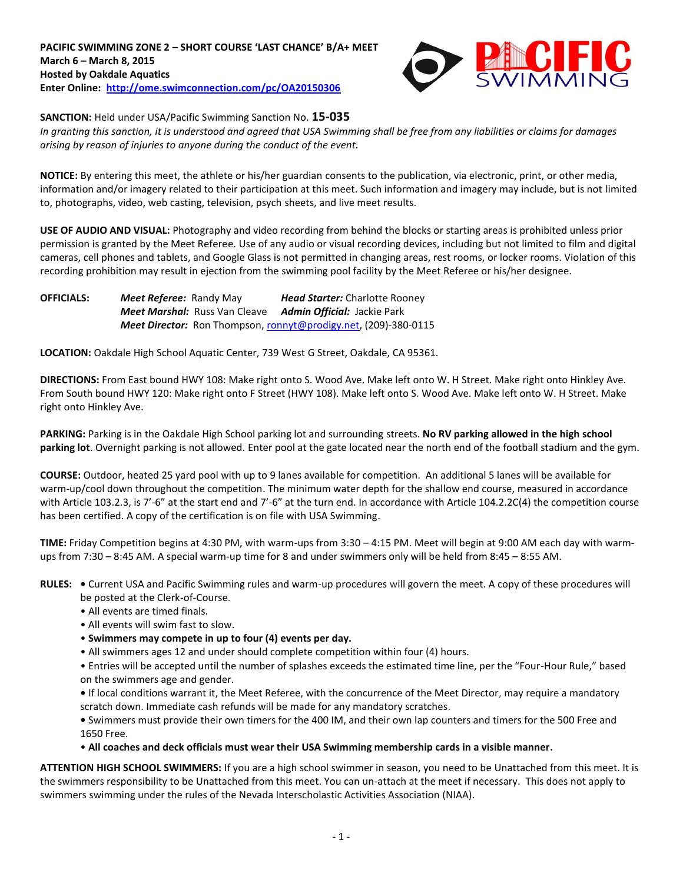**PACIFIC SWIMMING ZONE 2 – SHORT COURSE 'LAST CHANCE' B/A+ MEET**
**March 6 – March 8, 2015**
**Hosted by Oakdale Aquatics**
**Enter Online: http://ome.swimconnection.com/pc/OA20150306**

**SANCTION:** Held under USA/Pacific Swimming Sanction No. **15-035**
*In granting this sanction, it is understood and agreed that USA Swimming shall be free from any liabilities or claims for damages arising by reason of injuries to anyone during the conduct of the event.*

**NOTICE:** By entering this meet, the athlete or his/her guardian consents to the publication, via electronic, print, or other media, information and/or imagery related to their participation at this meet. Such information and imagery may include, but is not limited to, photographs, video, web casting, television, psych sheets, and live meet results.

**USE OF AUDIO AND VISUAL:** Photography and video recording from behind the blocks or starting areas is prohibited unless prior permission is granted by the Meet Referee. Use of any audio or visual recording devices, including but not limited to film and digital cameras, cell phones and tablets, and Google Glass is not permitted in changing areas, rest rooms, or locker rooms. Violation of this recording prohibition may result in ejection from the swimming pool facility by the Meet Referee or his/her designee.

**OFFICIALS:**
***Meet Referee:*** Randy May ***Head Starter:*** Charlotte Rooney
***Meet Marshal:*** Russ Van Cleave ***Admin Official:*** Jackie Park
***Meet Director:*** Ron Thompson, ronnyt@prodigy.net, (209)-380-0115

**LOCATION:** Oakdale High School Aquatic Center, 739 West G Street, Oakdale, CA 95361.

**DIRECTIONS:** From East bound HWY 108: Make right onto S. Wood Ave. Make left onto W. H Street. Make right onto Hinkley Ave. From South bound HWY 120: Make right onto F Street (HWY 108). Make left onto S. Wood Ave. Make left onto W. H Street. Make right onto Hinkley Ave.

**PARKING:** Parking is in the Oakdale High School parking lot and surrounding streets. **No RV parking allowed in the high school parking lot**. Overnight parking is not allowed. Enter pool at the gate located near the north end of the football stadium and the gym.

**COURSE:** Outdoor, heated 25 yard pool with up to 9 lanes available for competition. An additional 5 lanes will be available for warm-up/cool down throughout the competition. The minimum water depth for the shallow end course, measured in accordance with Article 103.2.3, is 7'-6" at the start end and 7'-6" at the turn end. In accordance with Article 104.2.2C(4) the competition course has been certified. A copy of the certification is on file with USA Swimming.

**TIME:** Friday Competition begins at 4:30 PM, with warm-ups from 3:30 – 4:15 PM. Meet will begin at 9:00 AM each day with warm-ups from 7:30 – 8:45 AM. A special warm-up time for 8 and under swimmers only will be held from 8:45 – 8:55 AM.

**RULES:**
- Current USA and Pacific Swimming rules and warm-up procedures will govern the meet. A copy of these procedures will be posted at the Clerk-of-Course.
- All events are timed finals.
- All events will swim fast to slow.
- **Swimmers may compete in up to four (4) events per day.**
- All swimmers ages 12 and under should complete competition within four (4) hours.
- Entries will be accepted until the number of splashes exceeds the estimated time line, per the "Four-Hour Rule," based on the swimmers age and gender.
- If local conditions warrant it, the Meet Referee, with the concurrence of the Meet Director, may require a mandatory scratch down. Immediate cash refunds will be made for any mandatory scratches.
- Swimmers must provide their own timers for the 400 IM, and their own lap counters and timers for the 500 Free and 1650 Free.
- **All coaches and deck officials must wear their USA Swimming membership cards in a visible manner.**

**ATTENTION HIGH SCHOOL SWIMMERS:** If you are a high school swimmer in season, you need to be Unattached from this meet. It is the swimmers responsibility to be Unattached from this meet. You can un-attach at the meet if necessary. This does not apply to swimmers swimming under the rules of the Nevada Interscholastic Activities Association (NIAA).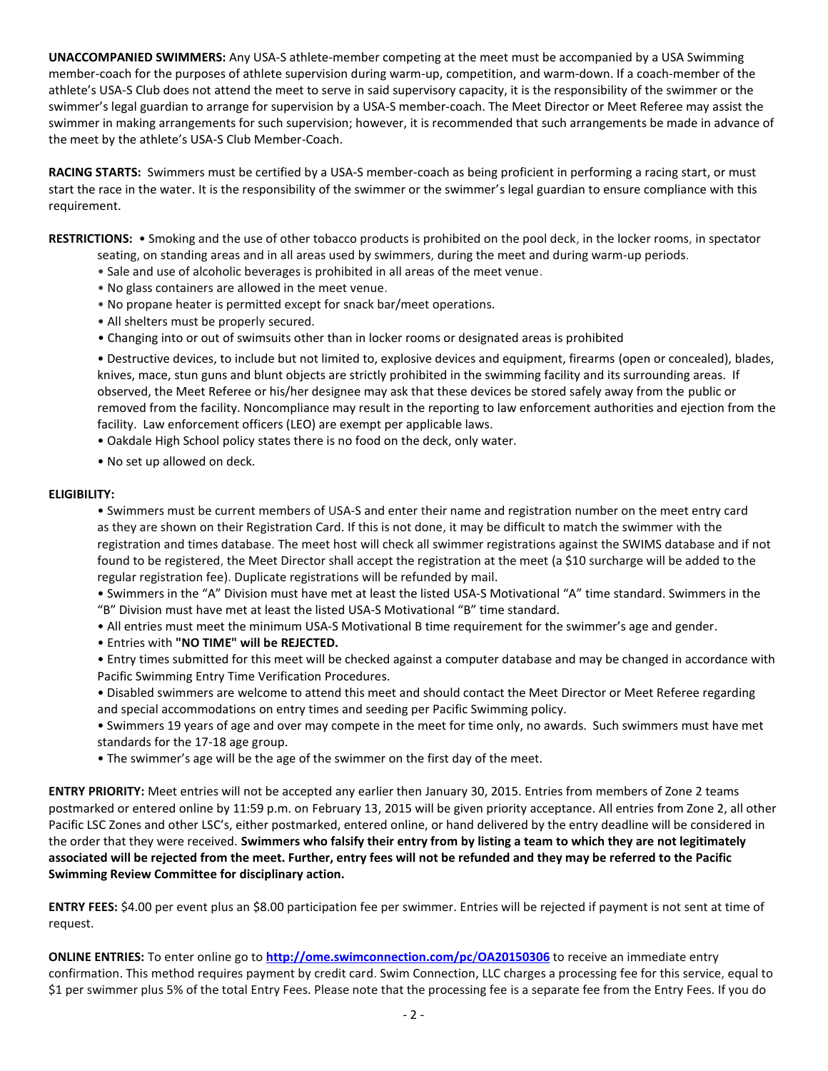**UNACCOMPANIED SWIMMERS:** Any USA-S athlete-member competing at the meet must be accompanied by a USA Swimming member-coach for the purposes of athlete supervision during warm-up, competition, and warm-down. If a coach-member of the athlete's USA-S Club does not attend the meet to serve in said supervisory capacity, it is the responsibility of the swimmer or the swimmer's legal guardian to arrange for supervision by a USA-S member-coach. The Meet Director or Meet Referee may assist the swimmer in making arrangements for such supervision; however, it is recommended that such arrangements be made in advance of the meet by the athlete's USA-S Club Member-Coach.

**RACING STARTS:** Swimmers must be certified by a USA-S member-coach as being proficient in performing a racing start, or must start the race in the water. It is the responsibility of the swimmer or the swimmer's legal guardian to ensure compliance with this requirement.

**RESTRICTIONS:**
- Smoking and the use of other tobacco products is prohibited on the pool deck, in the locker rooms, in spectator seating, on standing areas and in all areas used by swimmers, during the meet and during warm-up periods.
- Sale and use of alcoholic beverages is prohibited in all areas of the meet venue.
- No glass containers are allowed in the meet venue.
- No propane heater is permitted except for snack bar/meet operations.
- All shelters must be properly secured.
- Changing into or out of swimsuits other than in locker rooms or designated areas is prohibited
- Destructive devices, to include but not limited to, explosive devices and equipment, firearms (open or concealed), blades, knives, mace, stun guns and blunt objects are strictly prohibited in the swimming facility and its surrounding areas. If observed, the Meet Referee or his/her designee may ask that these devices be stored safely away from the public or removed from the facility. Noncompliance may result in the reporting to law enforcement authorities and ejection from the facility. Law enforcement officers (LEO) are exempt per applicable laws.
- Oakdale High School policy states there is no food on the deck, only water.
- No set up allowed on deck.

**ELIGIBILITY:**
- Swimmers must be current members of USA-S and enter their name and registration number on the meet entry card as they are shown on their Registration Card. If this is not done, it may be difficult to match the swimmer with the registration and times database. The meet host will check all swimmer registrations against the SWIMS database and if not found to be registered, the Meet Director shall accept the registration at the meet (a $10 surcharge will be added to the regular registration fee). Duplicate registrations will be refunded by mail.
- Swimmers in the "A" Division must have met at least the listed USA-S Motivational "A" time standard. Swimmers in the "B" Division must have met at least the listed USA-S Motivational "B" time standard.
- All entries must meet the minimum USA-S Motivational B time requirement for the swimmer's age and gender.
- Entries with **"NO TIME" will be REJECTED.**
- Entry times submitted for this meet will be checked against a computer database and may be changed in accordance with Pacific Swimming Entry Time Verification Procedures.
- Disabled swimmers are welcome to attend this meet and should contact the Meet Director or Meet Referee regarding and special accommodations on entry times and seeding per Pacific Swimming policy.
- Swimmers 19 years of age and over may compete in the meet for time only, no awards. Such swimmers must have met standards for the 17-18 age group.
- The swimmer's age will be the age of the swimmer on the first day of the meet.

**ENTRY PRIORITY:** Meet entries will not be accepted any earlier then January 30, 2015. Entries from members of Zone 2 teams postmarked or entered online by 11:59 p.m. on February 13, 2015 will be given priority acceptance. All entries from Zone 2, all other Pacific LSC Zones and other LSC's, either postmarked, entered online, or hand delivered by the entry deadline will be considered in the order that they were received. **Swimmers who falsify their entry from by listing a team to which they are not legitimately associated will be rejected from the meet. Further, entry fees will not be refunded and they may be referred to the Pacific Swimming Review Committee for disciplinary action.**

**ENTRY FEES:** $4.00 per event plus an $8.00 participation fee per swimmer. Entries will be rejected if payment is not sent at time of request.

**ONLINE ENTRIES:** To enter online go to **http://ome.swimconnection.com/pc/OA20150306** to receive an immediate entry confirmation. This method requires payment by credit card. Swim Connection, LLC charges a processing fee for this service, equal to $1 per swimmer plus 5% of the total Entry Fees. Please note that the processing fee is a separate fee from the Entry Fees. If you do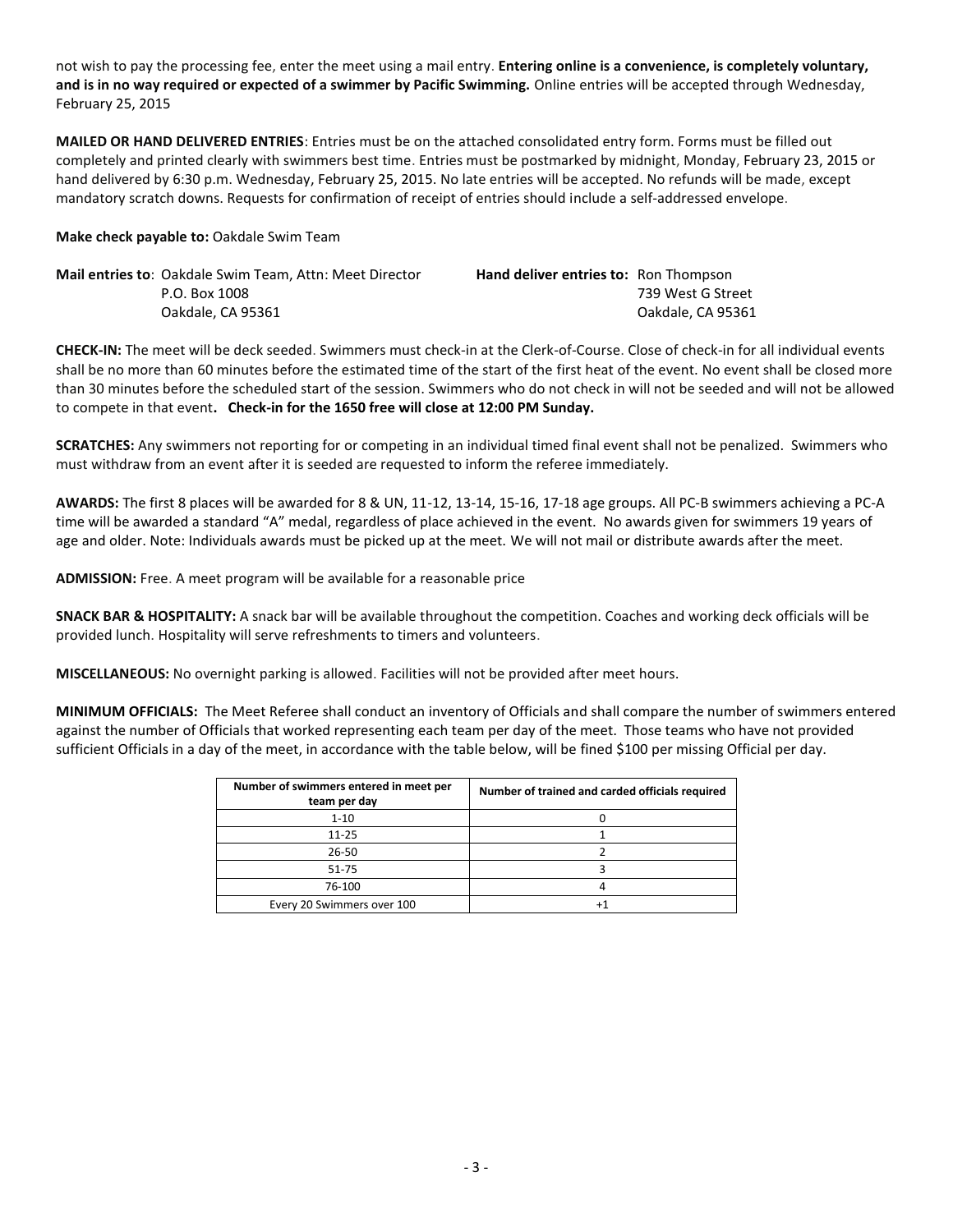not wish to pay the processing fee, enter the meet using a mail entry. **Entering online is a convenience, is completely voluntary, and is in no way required or expected of a swimmer by Pacific Swimming.** Online entries will be accepted through Wednesday, February 25, 2015

**MAILED OR HAND DELIVERED ENTRIES**: Entries must be on the attached consolidated entry form. Forms must be filled out completely and printed clearly with swimmers best time. Entries must be postmarked by midnight, Monday, February 23, 2015 or hand delivered by 6:30 p.m. Wednesday, February 25, 2015. No late entries will be accepted. No refunds will be made, except mandatory scratch downs. Requests for confirmation of receipt of entries should include a self-addressed envelope.

**Make check payable to:** Oakdale Swim Team

**Mail entries to**: Oakdale Swim Team, Attn: Meet Director
P.O. Box 1008
Oakdale, CA 95361

**Hand deliver entries to:** Ron Thompson
739 West G Street
Oakdale, CA 95361

**CHECK-IN:** The meet will be deck seeded. Swimmers must check-in at the Clerk-of-Course. Close of check-in for all individual events shall be no more than 60 minutes before the estimated time of the start of the first heat of the event. No event shall be closed more than 30 minutes before the scheduled start of the session. Swimmers who do not check in will not be seeded and will not be allowed to compete in that event**. Check-in for the 1650 free will close at 12:00 PM Sunday.**

**SCRATCHES:** Any swimmers not reporting for or competing in an individual timed final event shall not be penalized. Swimmers who must withdraw from an event after it is seeded are requested to inform the referee immediately.

**AWARDS:** The first 8 places will be awarded for 8 & UN, 11-12, 13-14, 15-16, 17-18 age groups. All PC-B swimmers achieving a PC-A time will be awarded a standard "A" medal, regardless of place achieved in the event. No awards given for swimmers 19 years of age and older. Note: Individuals awards must be picked up at the meet. We will not mail or distribute awards after the meet.

**ADMISSION:** Free. A meet program will be available for a reasonable price

**SNACK BAR & HOSPITALITY:** A snack bar will be available throughout the competition. Coaches and working deck officials will be provided lunch. Hospitality will serve refreshments to timers and volunteers.

**MISCELLANEOUS:** No overnight parking is allowed. Facilities will not be provided after meet hours.

**MINIMUM OFFICIALS:** The Meet Referee shall conduct an inventory of Officials and shall compare the number of swimmers entered against the number of Officials that worked representing each team per day of the meet. Those teams who have not provided sufficient Officials in a day of the meet, in accordance with the table below, will be fined $100 per missing Official per day.

| Number of swimmers entered in meet per team per day | Number of trained and carded officials required |
|---|---|
| 1-10 | 0 |
| 11-25 | 1 |
| 26-50 | 2 |
| 51-75 | 3 |
| 76-100 | 4 |
| Every 20 Swimmers over 100 | +1 |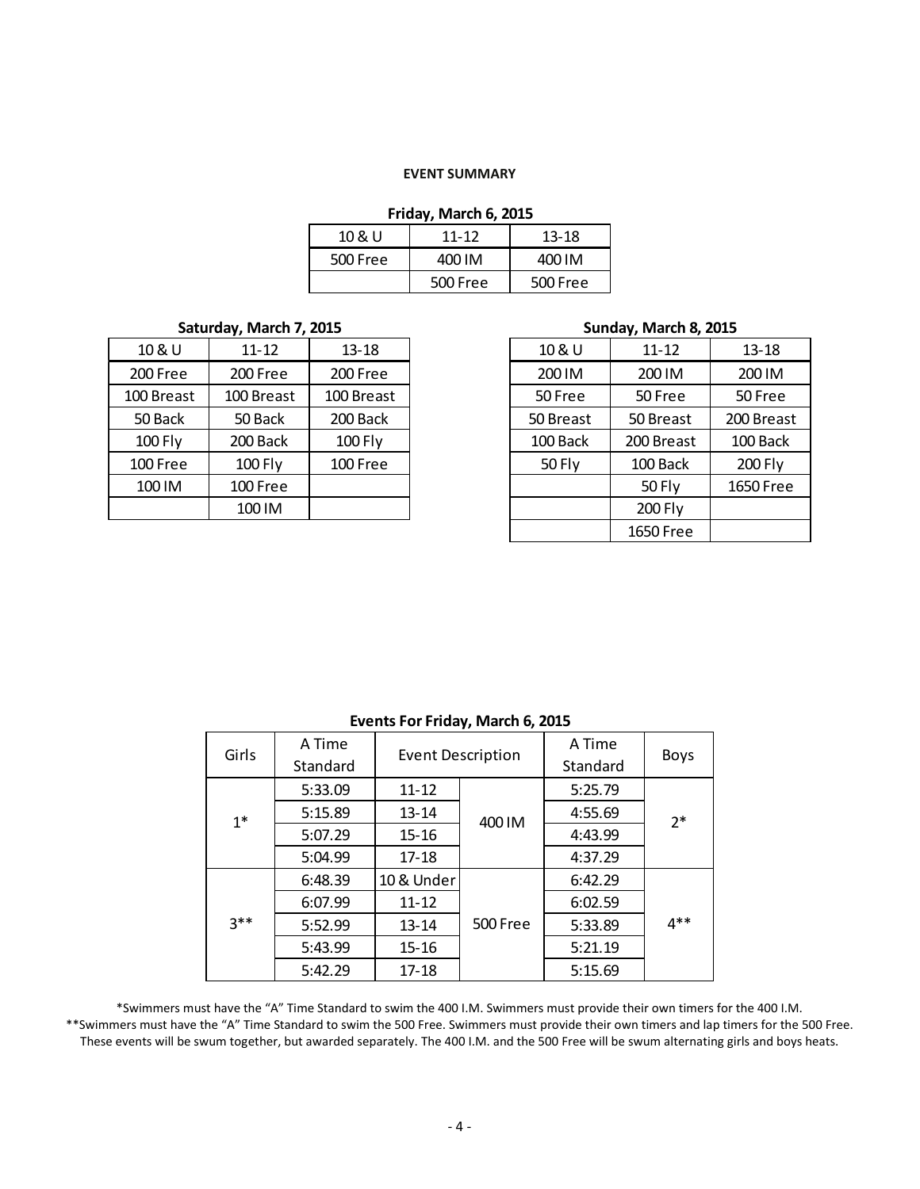**EVENT SUMMARY**

**Friday, March 6, 2015**

| 10 & U | 11-12 | 13-18 |
|---|---|---|
| 500 Free | 400 IM | 400 IM |
| | 500 Free | 500 Free |

**Saturday, March 7, 2015**

| 10 & U | 11-12 | 13-18 |
|---|---|---|
| 200 Free | 200 Free | 200 Free |
| 100 Breast | 100 Breast | 100 Breast |
| 50 Back | 50 Back | 200 Back |
| 100 Fly | 200 Back | 100 Fly |
| 100 Free | 100 Fly | 100 Free |
| 100 IM | 100 Free | |
| | 100 IM | |

**Sunday, March 8, 2015**

| 10 & U | 11-12 | 13-18 |
|---|---|---|
| 200 IM | 200 IM | 200 IM |
| 50 Free | 50 Free | 50 Free |
| 50 Breast | 50 Breast | 200 Breast |
| 100 Back | 200 Breast | 100 Back |
| 50 Fly | 100 Back | 200 Fly |
| | 50 Fly | 1650 Free |
| | 200 Fly | |
| | 1650 Free | |

**Events For Friday, March 6, 2015**

| Girls | A Time Standard | Event Description | | A Time Standard | Boys |
|---|---|---|---|---|---|
| 1* | 5:33.09 | 11-12 | 400 IM | 5:25.79 | 2* |
| | 5:15.89 | 13-14 | | 4:55.69 | |
| | 5:07.29 | 15-16 | | 4:43.99 | |
| | 5:04.99 | 17-18 | | 4:37.29 | |
| 3** | 6:48.39 | 10 & Under | 500 Free | 6:42.29 | 4** |
| | 6:07.99 | 11-12 | | 6:02.59 | |
| | 5:52.99 | 13-14 | | 5:33.89 | |
| | 5:43.99 | 15-16 | | 5:21.19 | |
| | 5:42.29 | 17-18 | | 5:15.69 | |

*Swimmers must have the "A" Time Standard to swim the 400 I.M. Swimmers must provide their own timers for the 400 I.M.
**Swimmers must have the "A" Time Standard to swim the 500 Free. Swimmers must provide their own timers and lap timers for the 500 Free.
These events will be swum together, but awarded separately. The 400 I.M. and the 500 Free will be swum alternating girls and boys heats.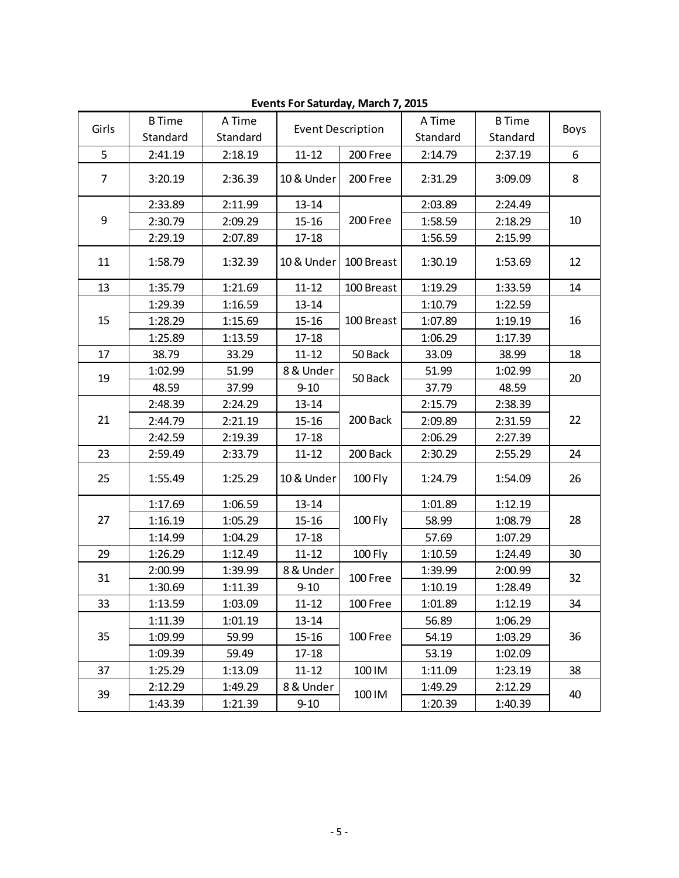**Events For Saturday, March 7, 2015**

| Girls | B Time Standard | A Time Standard | Event Description | | A Time Standard | B Time Standard | Boys |
|---|---|---|---|---|---|---|---|
| 5 | 2:41.19 | 2:18.19 | 11-12 | 200 Free | 2:14.79 | 2:37.19 | 6 |
| 7 | 3:20.19 | 2:36.39 | 10 & Under | 200 Free | 2:31.29 | 3:09.09 | 8 |
| 9 | 2:33.89 | 2:11.99 | 13-14 | 200 Free | 2:03.89 | 2:24.49 | 10 |
| | 2:30.79 | 2:09.29 | 15-16 | | 1:58.59 | 2:18.29 | |
| | 2:29.19 | 2:07.89 | 17-18 | | 1:56.59 | 2:15.99 | |
| 11 | 1:58.79 | 1:32.39 | 10 & Under | 100 Breast | 1:30.19 | 1:53.69 | 12 |
| 13 | 1:35.79 | 1:21.69 | 11-12 | 100 Breast | 1:19.29 | 1:33.59 | 14 |
| 15 | 1:29.39 | 1:16.59 | 13-14 | 100 Breast | 1:10.79 | 1:22.59 | 16 |
| | 1:28.29 | 1:15.69 | 15-16 | | 1:07.89 | 1:19.19 | |
| | 1:25.89 | 1:13.59 | 17-18 | | 1:06.29 | 1:17.39 | |
| 17 | 38.79 | 33.29 | 11-12 | 50 Back | 33.09 | 38.99 | 18 |
| 19 | 1:02.99 | 51.99 | 8 & Under | 50 Back | 51.99 | 1:02.99 | 20 |
| | 48.59 | 37.99 | 9-10 | | 37.79 | 48.59 | |
| 21 | 2:48.39 | 2:24.29 | 13-14 | 200 Back | 2:15.79 | 2:38.39 | 22 |
| | 2:44.79 | 2:21.19 | 15-16 | | 2:09.89 | 2:31.59 | |
| | 2:42.59 | 2:19.39 | 17-18 | | 2:06.29 | 2:27.39 | |
| 23 | 2:59.49 | 2:33.79 | 11-12 | 200 Back | 2:30.29 | 2:55.29 | 24 |
| 25 | 1:55.49 | 1:25.29 | 10 & Under | 100 Fly | 1:24.79 | 1:54.09 | 26 |
| 27 | 1:17.69 | 1:06.59 | 13-14 | 100 Fly | 1:01.89 | 1:12.19 | 28 |
| | 1:16.19 | 1:05.29 | 15-16 | | 58.99 | 1:08.79 | |
| | 1:14.99 | 1:04.29 | 17-18 | | 57.69 | 1:07.29 | |
| 29 | 1:26.29 | 1:12.49 | 11-12 | 100 Fly | 1:10.59 | 1:24.49 | 30 |
| 31 | 2:00.99 | 1:39.99 | 8 & Under | 100 Free | 1:39.99 | 2:00.99 | 32 |
| | 1:30.69 | 1:11.39 | 9-10 | | 1:10.19 | 1:28.49 | |
| 33 | 1:13.59 | 1:03.09 | 11-12 | 100 Free | 1:01.89 | 1:12.19 | 34 |
| 35 | 1:11.39 | 1:01.19 | 13-14 | 100 Free | 56.89 | 1:06.29 | 36 |
| | 1:09.99 | 59.99 | 15-16 | | 54.19 | 1:03.29 | |
| | 1:09.39 | 59.49 | 17-18 | | 53.19 | 1:02.09 | |
| 37 | 1:25.29 | 1:13.09 | 11-12 | 100 IM | 1:11.09 | 1:23.19 | 38 |
| 39 | 2:12.29 | 1:49.29 | 8 & Under | 100 IM | 1:49.29 | 2:12.29 | 40 |
| | 1:43.39 | 1:21.39 | 9-10 | | 1:20.39 | 1:40.39 | |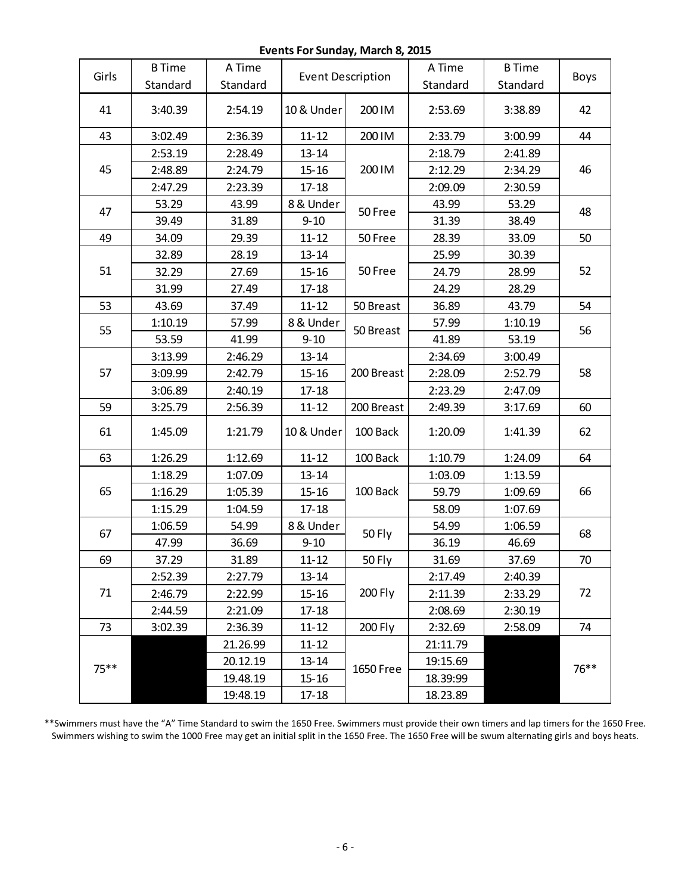**Events For Sunday, March 8, 2015**

| Girls | B Time Standard | A Time Standard | Event Description | | A Time Standard | B Time Standard | Boys |
|---|---|---|---|---|---|---|---|
| 41 | 3:40.39 | 2:54.19 | 10 & Under | 200 IM | 2:53.69 | 3:38.89 | 42 |
| 43 | 3:02.49 | 2:36.39 | 11-12 | 200 IM | 2:33.79 | 3:00.99 | 44 |
| 45 | 2:53.19 | 2:28.49 | 13-14 | 200 IM | 2:18.79 | 2:41.89 | 46 |
| | 2:48.89 | 2:24.79 | 15-16 | | 2:12.29 | 2:34.29 | |
| | 2:47.29 | 2:23.39 | 17-18 | | 2:09.09 | 2:30.59 | |
| 47 | 53.29 | 43.99 | 8 & Under | 50 Free | 43.99 | 53.29 | 48 |
| | 39.49 | 31.89 | 9-10 | | 31.39 | 38.49 | |
| 49 | 34.09 | 29.39 | 11-12 | 50 Free | 28.39 | 33.09 | 50 |
| 51 | 32.89 | 28.19 | 13-14 | 50 Free | 25.99 | 30.39 | 52 |
| | 32.29 | 27.69 | 15-16 | | 24.79 | 28.99 | |
| | 31.99 | 27.49 | 17-18 | | 24.29 | 28.29 | |
| 53 | 43.69 | 37.49 | 11-12 | 50 Breast | 36.89 | 43.79 | 54 |
| 55 | 1:10.19 | 57.99 | 8 & Under | 50 Breast | 57.99 | 1:10.19 | 56 |
| | 53.59 | 41.99 | 9-10 | | 41.89 | 53.19 | |
| 57 | 3:13.99 | 2:46.29 | 13-14 | 200 Breast | 2:34.69 | 3:00.49 | 58 |
| | 3:09.99 | 2:42.79 | 15-16 | | 2:28.09 | 2:52.79 | |
| | 3:06.89 | 2:40.19 | 17-18 | | 2:23.29 | 2:47.09 | |
| 59 | 3:25.79 | 2:56.39 | 11-12 | 200 Breast | 2:49.39 | 3:17.69 | 60 |
| 61 | 1:45.09 | 1:21.79 | 10 & Under | 100 Back | 1:20.09 | 1:41.39 | 62 |
| 63 | 1:26.29 | 1:12.69 | 11-12 | 100 Back | 1:10.79 | 1:24.09 | 64 |
| 65 | 1:18.29 | 1:07.09 | 13-14 | 100 Back | 1:03.09 | 1:13.59 | 66 |
| | 1:16.29 | 1:05.39 | 15-16 | | 59.79 | 1:09.69 | |
| | 1:15.29 | 1:04.59 | 17-18 | | 58.09 | 1:07.69 | |
| 67 | 1:06.59 | 54.99 | 8 & Under | 50 Fly | 54.99 | 1:06.59 | 68 |
| | 47.99 | 36.69 | 9-10 | | 36.19 | 46.69 | |
| 69 | 37.29 | 31.89 | 11-12 | 50 Fly | 31.69 | 37.69 | 70 |
| 71 | 2:52.39 | 2:27.79 | 13-14 | 200 Fly | 2:17.49 | 2:40.39 | 72 |
| | 2:46.79 | 2:22.99 | 15-16 | | 2:11.39 | 2:33.29 | |
| | 2:44.59 | 2:21.09 | 17-18 | | 2:08.69 | 2:30.19 | |
| 73 | 3:02.39 | 2:36.39 | 11-12 | 200 Fly | 2:32.69 | 2:58.09 | 74 |
| 75** | | 21.26.99 | 11-12 | 1650 Free | 21:11.79 | | 76** |
| | | 20.12.19 | 13-14 | | 19:15.69 | | |
| | | 19.48.19 | 15-16 | | 18.39:99 | | |
| | | 19:48.19 | 17-18 | | 18.23.89 | | |

**Swimmers must have the "A" Time Standard to swim the 1650 Free. Swimmers must provide their own timers and lap timers for the 1650 Free. Swimmers wishing to swim the 1000 Free may get an initial split in the 1650 Free. The 1650 Free will be swum alternating girls and boys heats.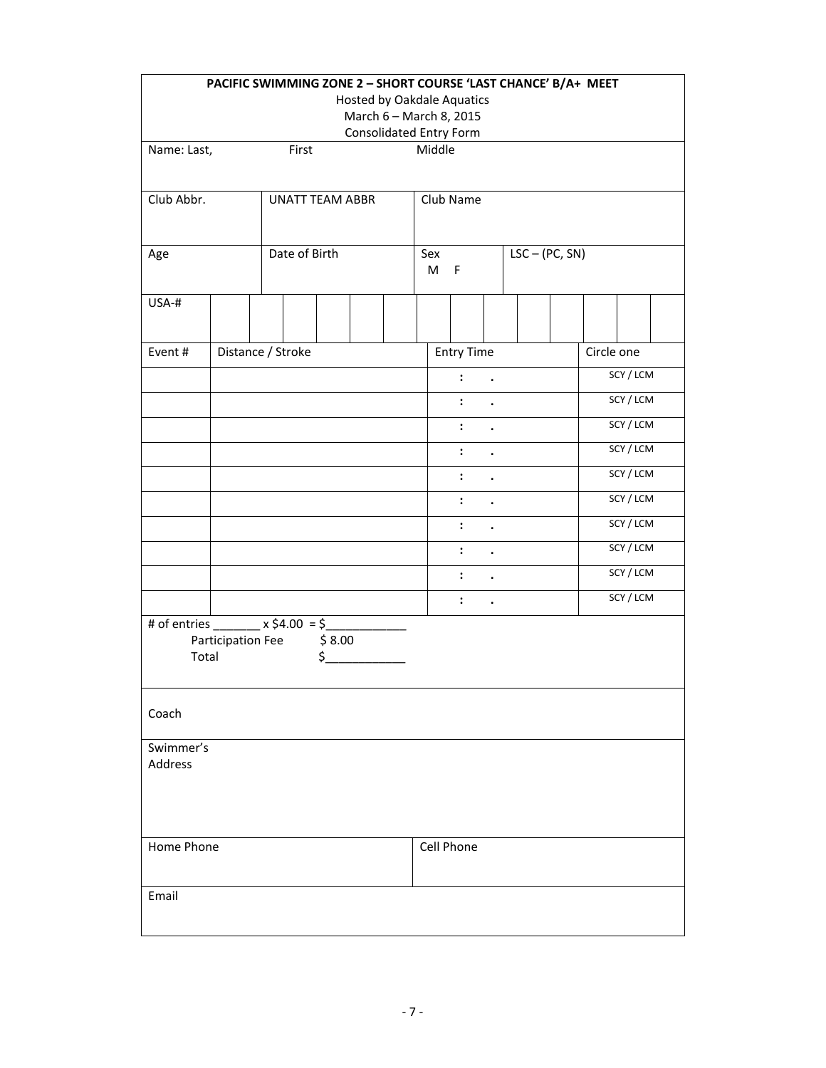**PACIFIC SWIMMING ZONE 2 – SHORT COURSE 'LAST CHANCE' B/A+ MEET**

Hosted by Oakdale Aquatics

March 6 – March 8, 2015

Consolidated Entry Form

| Name: Last, | First | Middle |
|---|---|---|
| | | |

| Club Abbr. | UNATT TEAM ABBR | Club Name |
|---|---|---|
| | | |

| Age | Date of Birth | Sex M F | LSC – (PC, SN) |
|---|---|---|---|
| | | | |

| USA-# | | | | | | | | | | | | | | |
|---|---|---|---|---|---|---|---|---|---|---|---|---|---|---|
| | | | | | | | | | | | | | | |

| Event # | Distance / Stroke | Entry Time | Circle one |
|---|---|---|---|
| | | : . | SCY / LCM |
| | | : . | SCY / LCM |
| | | : . | SCY / LCM |
| | | : . | SCY / LCM |
| | | : . | SCY / LCM |
| | | : . | SCY / LCM |
| | | : . | SCY / LCM |
| | | : . | SCY / LCM |
| | | : . | SCY / LCM |
| | | : . | SCY / LCM |

# of entries _______ x $4.00 = $____________

Participation Fee $ 8.00

Total $____________

Coach

Swimmer's Address

| Home Phone | Cell Phone |
|---|---|
| | |

Email